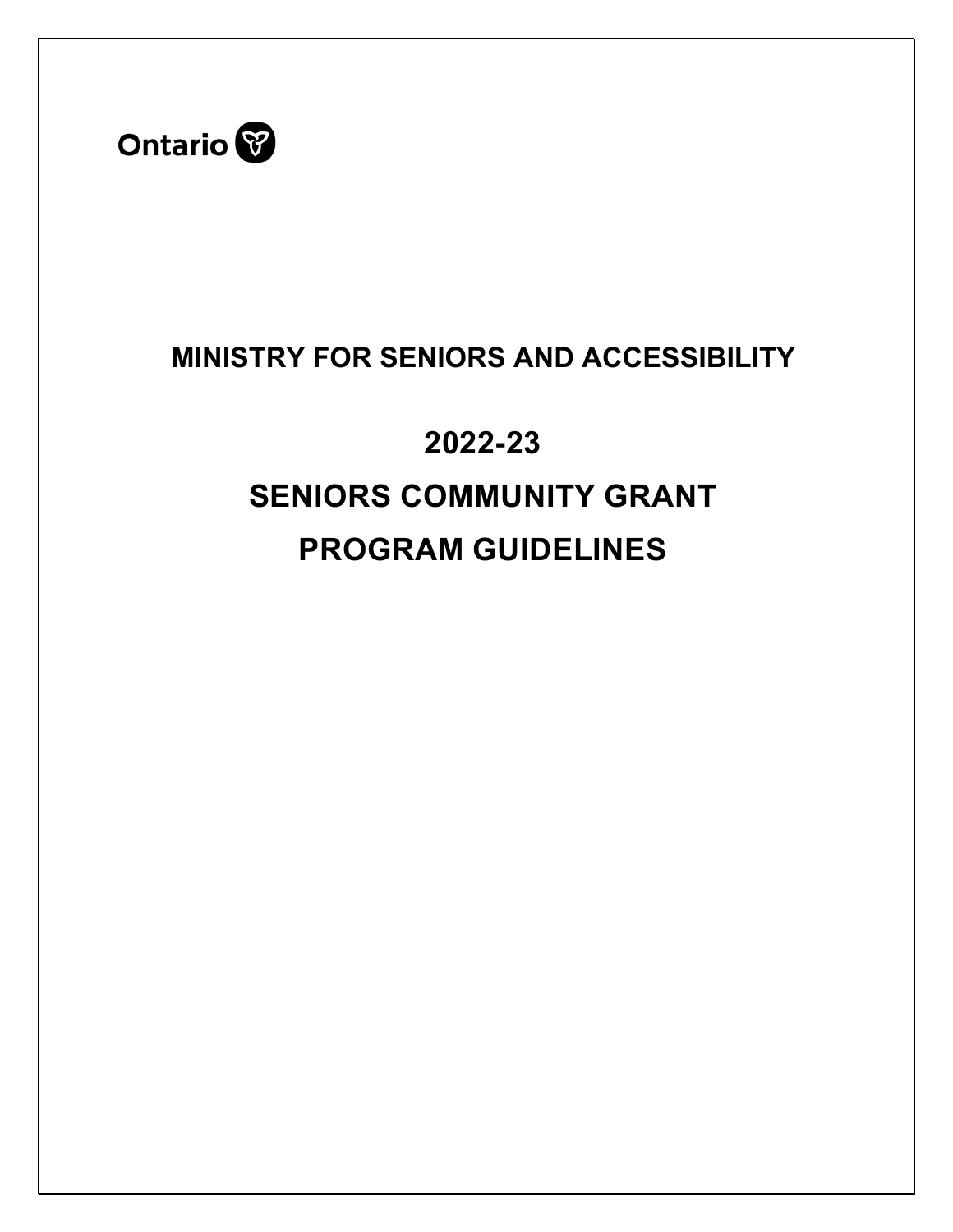Ontario

# MINISTRY FOR SENIORS AND ACCESSIBILITY

# 2022-23

# SENIORS COMMUNITY GRANT

# PROGRAM GUIDELINES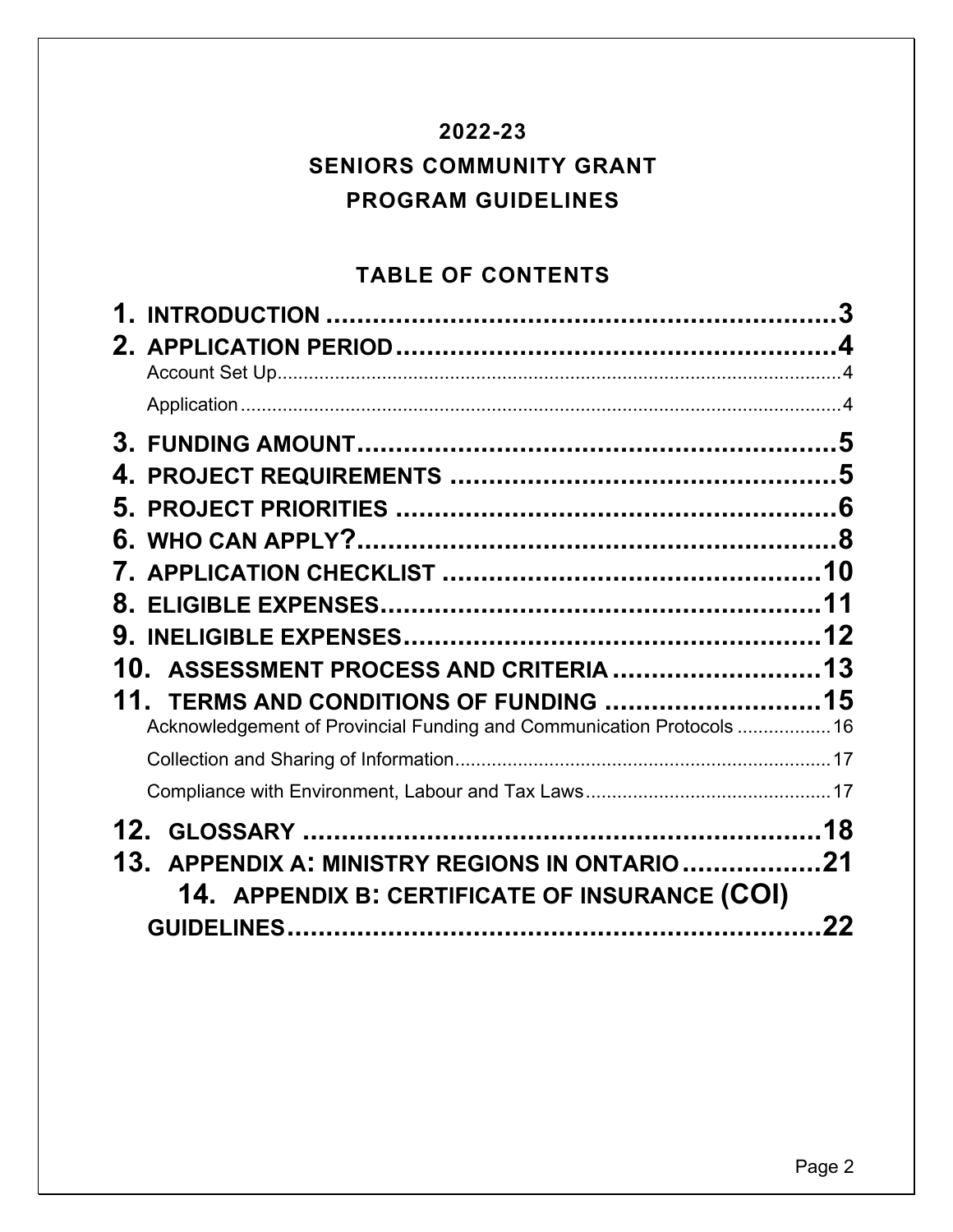# 2022-23

# SENIORS COMMUNITY GRANT

# PROGRAM GUIDELINES

## TABLE OF CONTENTS

1. INTRODUCTION ..... 3
2. APPLICATION PERIOD ..... 4
   - Account Set Up ..... 4
   - Application ..... 4
3. FUNDING AMOUNT ..... 5
4. PROJECT REQUIREMENTS ..... 5
5. PROJECT PRIORITIES ..... 6
6. WHO CAN APPLY? ..... 8
7. APPLICATION CHECKLIST ..... 10
8. ELIGIBLE EXPENSES ..... 11
9. INELIGIBLE EXPENSES ..... 12
10. ASSESSMENT PROCESS AND CRITERIA ..... 13
11. TERMS AND CONDITIONS OF FUNDING ..... 15
    - Acknowledgement of Provincial Funding and Communication Protocols ..... 16
    - Collection and Sharing of Information ..... 17
    - Compliance with Environment, Labour and Tax Laws ..... 17
12. GLOSSARY ..... 18
13. APPENDIX A: MINISTRY REGIONS IN ONTARIO ..... 21
14. APPENDIX B: CERTIFICATE OF INSURANCE (COI) GUIDELINES ..... 22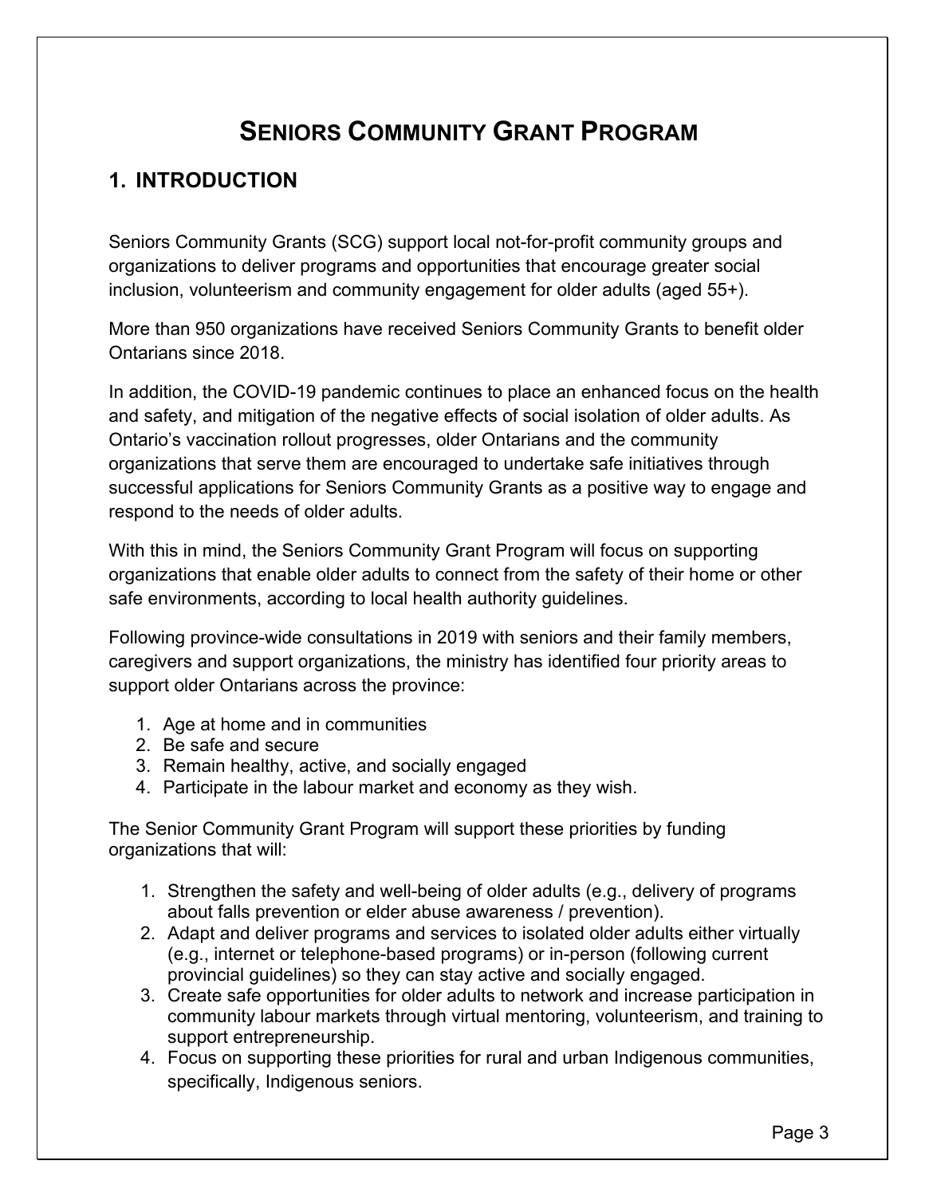# SENIORS COMMUNITY GRANT PROGRAM

## 1. INTRODUCTION

Seniors Community Grants (SCG) support local not-for-profit community groups and organizations to deliver programs and opportunities that encourage greater social inclusion, volunteerism and community engagement for older adults (aged 55+).

More than 950 organizations have received Seniors Community Grants to benefit older Ontarians since 2018.

In addition, the COVID-19 pandemic continues to place an enhanced focus on the health and safety, and mitigation of the negative effects of social isolation of older adults. As Ontario's vaccination rollout progresses, older Ontarians and the community organizations that serve them are encouraged to undertake safe initiatives through successful applications for Seniors Community Grants as a positive way to engage and respond to the needs of older adults.

With this in mind, the Seniors Community Grant Program will focus on supporting organizations that enable older adults to connect from the safety of their home or other safe environments, according to local health authority guidelines.

Following province-wide consultations in 2019 with seniors and their family members, caregivers and support organizations, the ministry has identified four priority areas to support older Ontarians across the province:

1. Age at home and in communities
2. Be safe and secure
3. Remain healthy, active, and socially engaged
4. Participate in the labour market and economy as they wish.

The Senior Community Grant Program will support these priorities by funding organizations that will:

1. Strengthen the safety and well-being of older adults (e.g., delivery of programs about falls prevention or elder abuse awareness / prevention).
2. Adapt and deliver programs and services to isolated older adults either virtually (e.g., internet or telephone-based programs) or in-person (following current provincial guidelines) so they can stay active and socially engaged.
3. Create safe opportunities for older adults to network and increase participation in community labour markets through virtual mentoring, volunteerism, and training to support entrepreneurship.
4. Focus on supporting these priorities for rural and urban Indigenous communities, specifically, Indigenous seniors.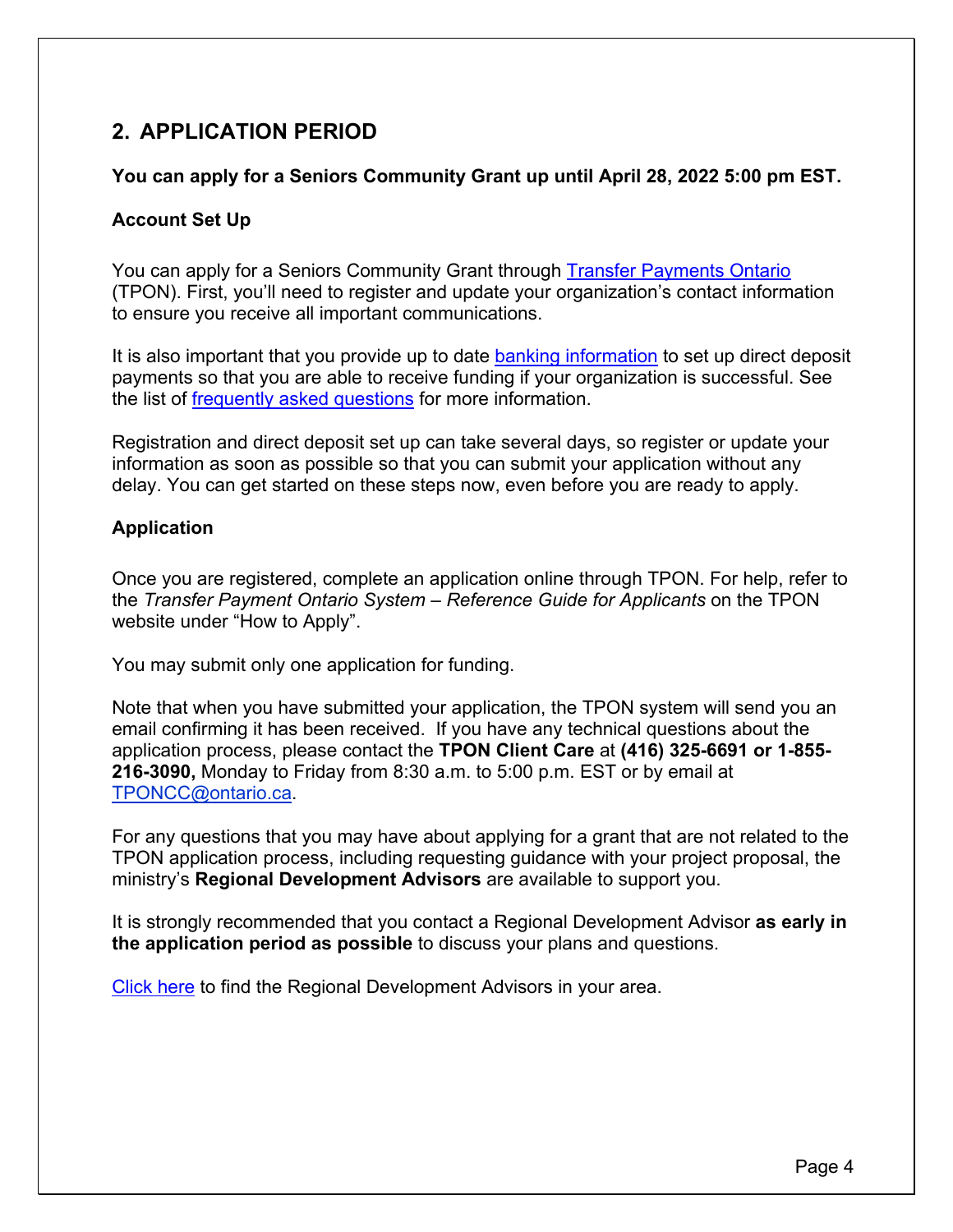## 2. APPLICATION PERIOD

**You can apply for a Seniors Community Grant up until April 28, 2022 5:00 pm EST.**

**Account Set Up**

You can apply for a Seniors Community Grant through Transfer Payments Ontario (TPON). First, you'll need to register and update your organization's contact information to ensure you receive all important communications.

It is also important that you provide up to date banking information to set up direct deposit payments so that you are able to receive funding if your organization is successful. See the list of frequently asked questions for more information.

Registration and direct deposit set up can take several days, so register or update your information as soon as possible so that you can submit your application without any delay. You can get started on these steps now, even before you are ready to apply.

**Application**

Once you are registered, complete an application online through TPON. For help, refer to the *Transfer Payment Ontario System – Reference Guide for Applicants* on the TPON website under "How to Apply".

You may submit only one application for funding.

Note that when you have submitted your application, the TPON system will send you an email confirming it has been received. If you have any technical questions about the application process, please contact the **TPON Client Care** at **(416) 325-6691 or 1-855-216-3090,** Monday to Friday from 8:30 a.m. to 5:00 p.m. EST or by email at TPONCC@ontario.ca.

For any questions that you may have about applying for a grant that are not related to the TPON application process, including requesting guidance with your project proposal, the ministry's **Regional Development Advisors** are available to support you.

It is strongly recommended that you contact a Regional Development Advisor **as early in the application period as possible** to discuss your plans and questions.

Click here to find the Regional Development Advisors in your area.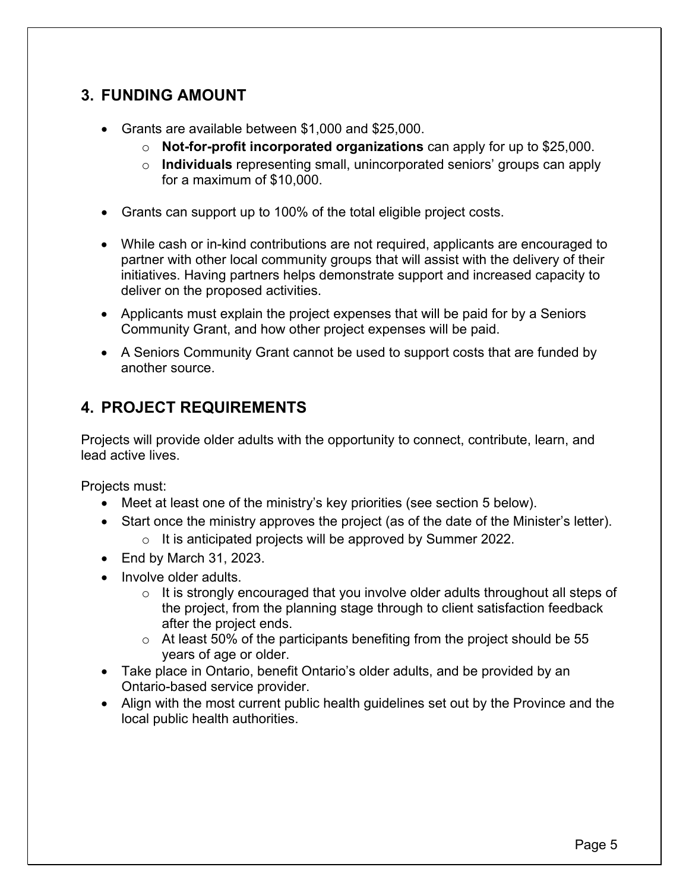## 3. FUNDING AMOUNT

- Grants are available between $1,000 and $25,000.
  - **Not-for-profit incorporated organizations** can apply for up to $25,000.
  - **Individuals** representing small, unincorporated seniors' groups can apply for a maximum of $10,000.

- Grants can support up to 100% of the total eligible project costs.

- While cash or in-kind contributions are not required, applicants are encouraged to partner with other local community groups that will assist with the delivery of their initiatives. Having partners helps demonstrate support and increased capacity to deliver on the proposed activities.
- Applicants must explain the project expenses that will be paid for by a Seniors Community Grant, and how other project expenses will be paid.
- A Seniors Community Grant cannot be used to support costs that are funded by another source.

## 4. PROJECT REQUIREMENTS

Projects will provide older adults with the opportunity to connect, contribute, learn, and lead active lives.

Projects must:

- Meet at least one of the ministry's key priorities (see section 5 below).
- Start once the ministry approves the project (as of the date of the Minister's letter).
  - It is anticipated projects will be approved by Summer 2022.
- End by March 31, 2023.
- Involve older adults.
  - It is strongly encouraged that you involve older adults throughout all steps of the project, from the planning stage through to client satisfaction feedback after the project ends.
  - At least 50% of the participants benefiting from the project should be 55 years of age or older.
- Take place in Ontario, benefit Ontario's older adults, and be provided by an Ontario-based service provider.
- Align with the most current public health guidelines set out by the Province and the local public health authorities.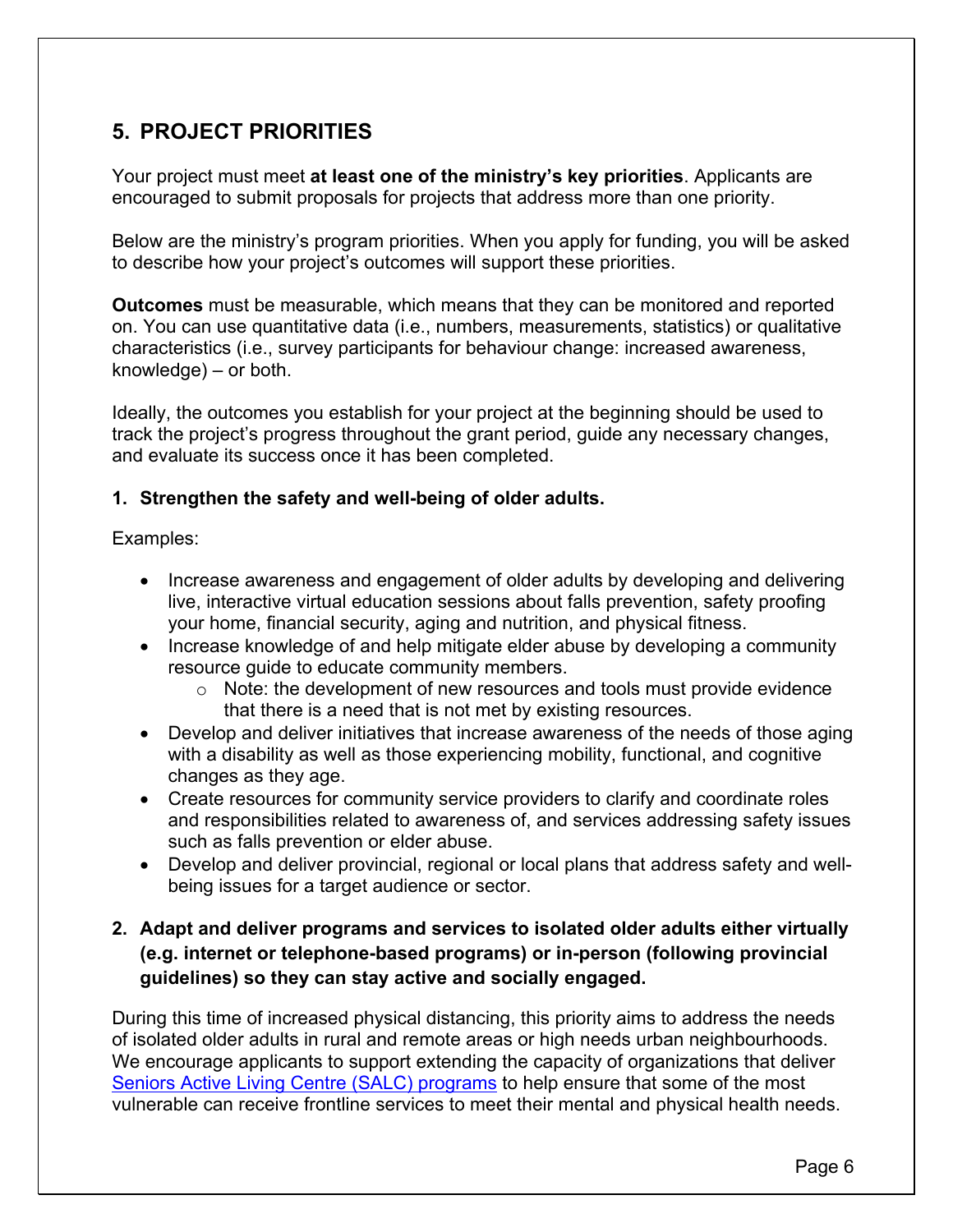## 5. PROJECT PRIORITIES

Your project must meet **at least one of the ministry's key priorities**. Applicants are encouraged to submit proposals for projects that address more than one priority.

Below are the ministry's program priorities. When you apply for funding, you will be asked to describe how your project's outcomes will support these priorities.

**Outcomes** must be measurable, which means that they can be monitored and reported on. You can use quantitative data (i.e., numbers, measurements, statistics) or qualitative characteristics (i.e., survey participants for behaviour change: increased awareness, knowledge) – or both.

Ideally, the outcomes you establish for your project at the beginning should be used to track the project's progress throughout the grant period, guide any necessary changes, and evaluate its success once it has been completed.

### 1. Strengthen the safety and well-being of older adults.

Examples:

- Increase awareness and engagement of older adults by developing and delivering live, interactive virtual education sessions about falls prevention, safety proofing your home, financial security, aging and nutrition, and physical fitness.
- Increase knowledge of and help mitigate elder abuse by developing a community resource guide to educate community members.
  - Note: the development of new resources and tools must provide evidence that there is a need that is not met by existing resources.
- Develop and deliver initiatives that increase awareness of the needs of those aging with a disability as well as those experiencing mobility, functional, and cognitive changes as they age.
- Create resources for community service providers to clarify and coordinate roles and responsibilities related to awareness of, and services addressing safety issues such as falls prevention or elder abuse.
- Develop and deliver provincial, regional or local plans that address safety and well-being issues for a target audience or sector.

### 2. Adapt and deliver programs and services to isolated older adults either virtually (e.g. internet or telephone-based programs) or in-person (following provincial guidelines) so they can stay active and socially engaged.

During this time of increased physical distancing, this priority aims to address the needs of isolated older adults in rural and remote areas or high needs urban neighbourhoods. We encourage applicants to support extending the capacity of organizations that deliver Seniors Active Living Centre (SALC) programs to help ensure that some of the most vulnerable can receive frontline services to meet their mental and physical health needs.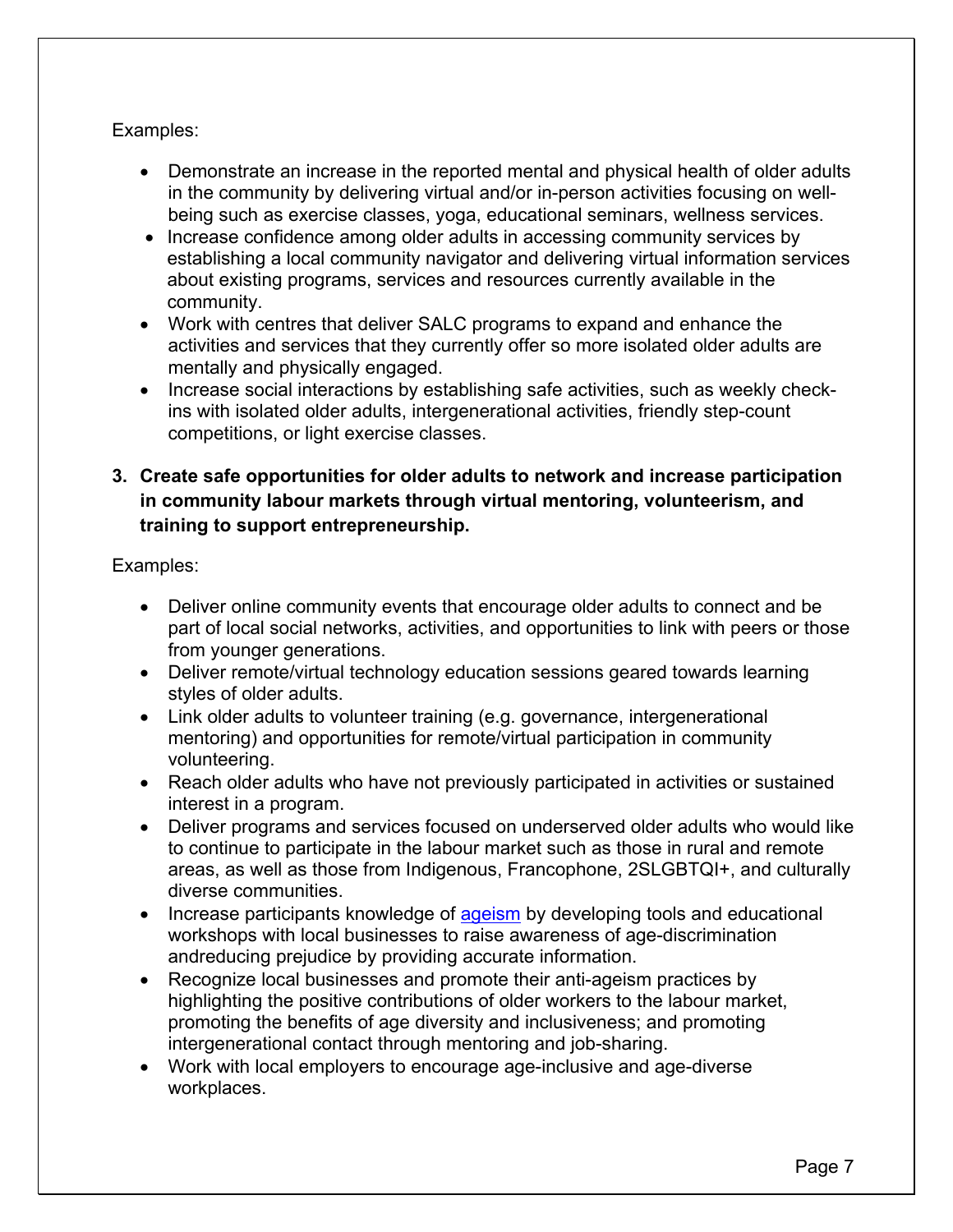Examples:

- Demonstrate an increase in the reported mental and physical health of older adults in the community by delivering virtual and/or in-person activities focusing on well-being such as exercise classes, yoga, educational seminars, wellness services.
- Increase confidence among older adults in accessing community services by establishing a local community navigator and delivering virtual information services about existing programs, services and resources currently available in the community.
- Work with centres that deliver SALC programs to expand and enhance the activities and services that they currently offer so more isolated older adults are mentally and physically engaged.
- Increase social interactions by establishing safe activities, such as weekly check-ins with isolated older adults, intergenerational activities, friendly step-count competitions, or light exercise classes.

**3. Create safe opportunities for older adults to network and increase participation in community labour markets through virtual mentoring, volunteerism, and training to support entrepreneurship.**

Examples:

- Deliver online community events that encourage older adults to connect and be part of local social networks, activities, and opportunities to link with peers or those from younger generations.
- Deliver remote/virtual technology education sessions geared towards learning styles of older adults.
- Link older adults to volunteer training (e.g. governance, intergenerational mentoring) and opportunities for remote/virtual participation in community volunteering.
- Reach older adults who have not previously participated in activities or sustained interest in a program.
- Deliver programs and services focused on underserved older adults who would like to continue to participate in the labour market such as those in rural and remote areas, as well as those from Indigenous, Francophone, 2SLGBTQI+, and culturally diverse communities.
- Increase participants knowledge of ageism by developing tools and educational workshops with local businesses to raise awareness of age-discrimination andreducing prejudice by providing accurate information.
- Recognize local businesses and promote their anti-ageism practices by highlighting the positive contributions of older workers to the labour market, promoting the benefits of age diversity and inclusiveness; and promoting intergenerational contact through mentoring and job-sharing.
- Work with local employers to encourage age-inclusive and age-diverse workplaces.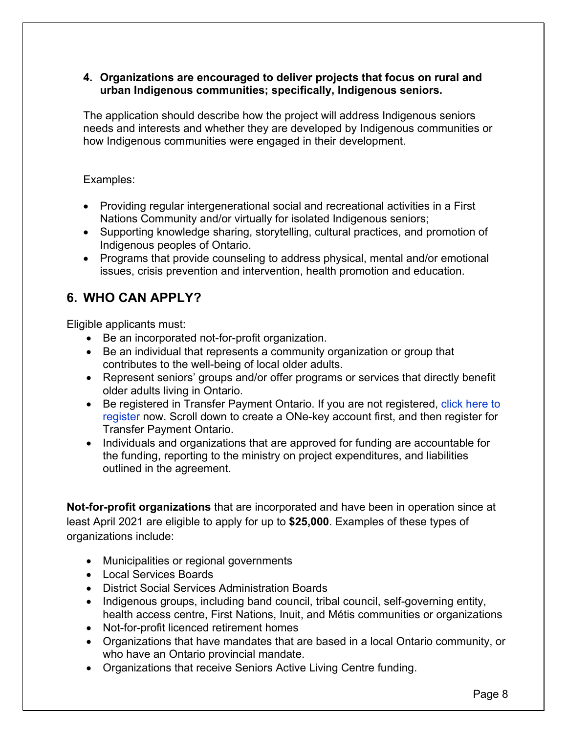4. **Organizations are encouraged to deliver projects that focus on rural and urban Indigenous communities; specifically, Indigenous seniors.**

The application should describe how the project will address Indigenous seniors needs and interests and whether they are developed by Indigenous communities or how Indigenous communities were engaged in their development.

Examples:

- Providing regular intergenerational social and recreational activities in a First Nations Community and/or virtually for isolated Indigenous seniors;
- Supporting knowledge sharing, storytelling, cultural practices, and promotion of Indigenous peoples of Ontario.
- Programs that provide counseling to address physical, mental and/or emotional issues, crisis prevention and intervention, health promotion and education.

## 6. WHO CAN APPLY?

Eligible applicants must:

- Be an incorporated not-for-profit organization.
- Be an individual that represents a community organization or group that contributes to the well-being of local older adults.
- Represent seniors' groups and/or offer programs or services that directly benefit older adults living in Ontario.
- Be registered in Transfer Payment Ontario. If you are not registered, click here to register now. Scroll down to create a ONe-key account first, and then register for Transfer Payment Ontario.
- Individuals and organizations that are approved for funding are accountable for the funding, reporting to the ministry on project expenditures, and liabilities outlined in the agreement.

**Not-for-profit organizations** that are incorporated and have been in operation since at least April 2021 are eligible to apply for up to **$25,000**. Examples of these types of organizations include:

- Municipalities or regional governments
- Local Services Boards
- District Social Services Administration Boards
- Indigenous groups, including band council, tribal council, self-governing entity, health access centre, First Nations, Inuit, and Métis communities or organizations
- Not-for-profit licenced retirement homes
- Organizations that have mandates that are based in a local Ontario community, or who have an Ontario provincial mandate.
- Organizations that receive Seniors Active Living Centre funding.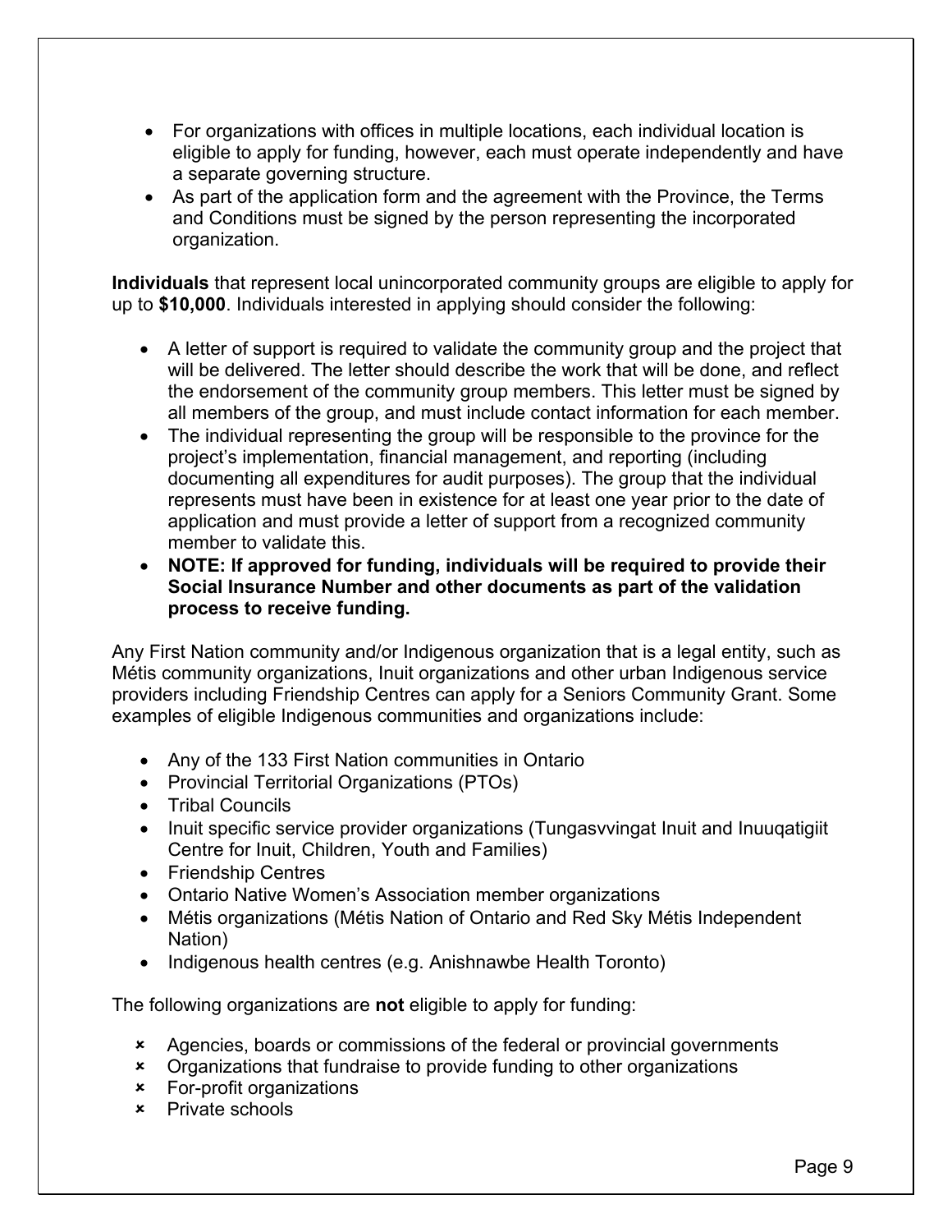- For organizations with offices in multiple locations, each individual location is eligible to apply for funding, however, each must operate independently and have a separate governing structure.
- As part of the application form and the agreement with the Province, the Terms and Conditions must be signed by the person representing the incorporated organization.

**Individuals** that represent local unincorporated community groups are eligible to apply for up to **$10,000**. Individuals interested in applying should consider the following:

- A letter of support is required to validate the community group and the project that will be delivered. The letter should describe the work that will be done, and reflect the endorsement of the community group members. This letter must be signed by all members of the group, and must include contact information for each member.
- The individual representing the group will be responsible to the province for the project's implementation, financial management, and reporting (including documenting all expenditures for audit purposes). The group that the individual represents must have been in existence for at least one year prior to the date of application and must provide a letter of support from a recognized community member to validate this.
- **NOTE: If approved for funding, individuals will be required to provide their Social Insurance Number and other documents as part of the validation process to receive funding.**

Any First Nation community and/or Indigenous organization that is a legal entity, such as Métis community organizations, Inuit organizations and other urban Indigenous service providers including Friendship Centres can apply for a Seniors Community Grant. Some examples of eligible Indigenous communities and organizations include:

- Any of the 133 First Nation communities in Ontario
- Provincial Territorial Organizations (PTOs)
- Tribal Councils
- Inuit specific service provider organizations (Tungasvvingat Inuit and Inuuqatigiit Centre for Inuit, Children, Youth and Families)
- Friendship Centres
- Ontario Native Women's Association member organizations
- Métis organizations (Métis Nation of Ontario and Red Sky Métis Independent Nation)
- Indigenous health centres (e.g. Anishnawbe Health Toronto)

The following organizations are **not** eligible to apply for funding:

- ✗ Agencies, boards or commissions of the federal or provincial governments
- ✗ Organizations that fundraise to provide funding to other organizations
- ✗ For-profit organizations
- ✗ Private schools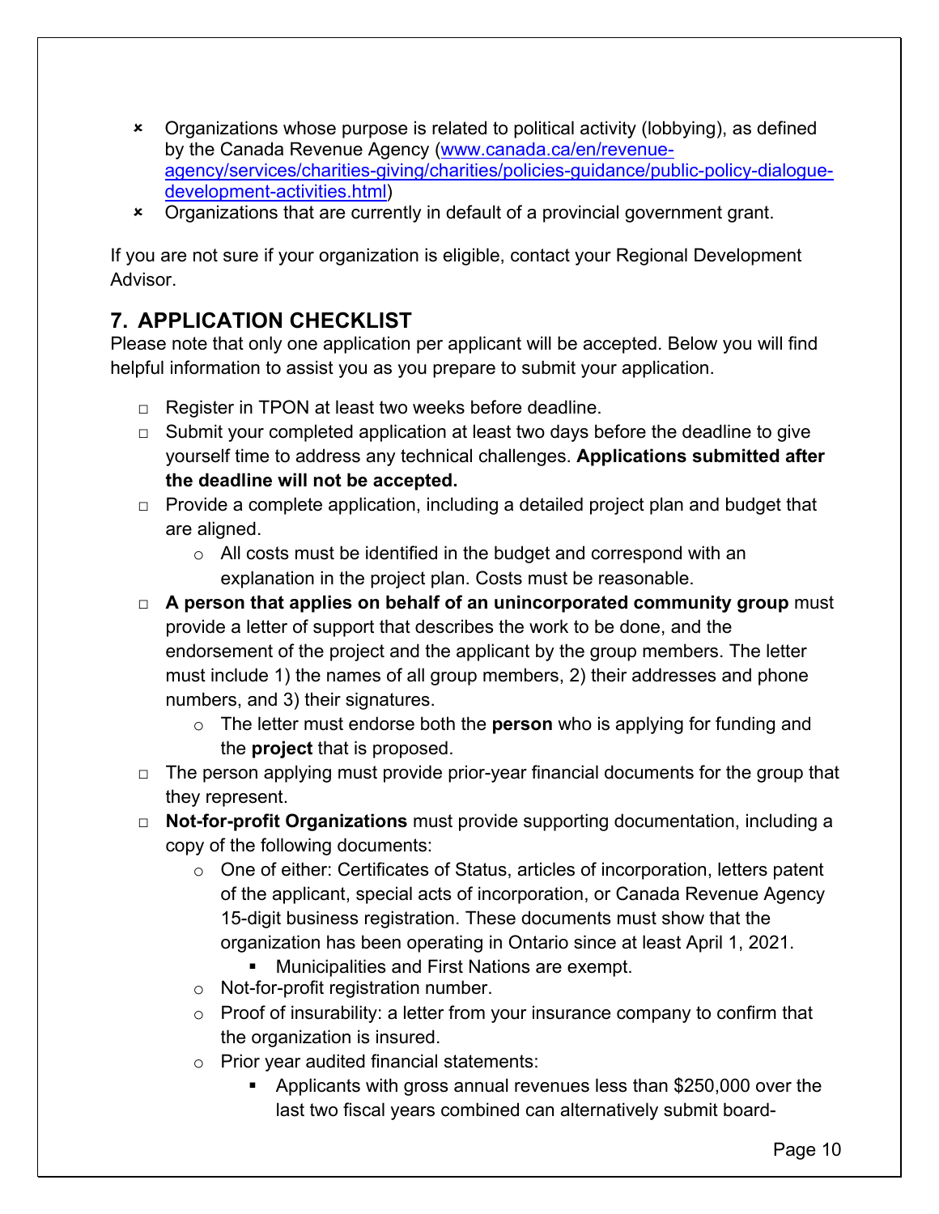- Organizations whose purpose is related to political activity (lobbying), as defined by the Canada Revenue Agency ([www.canada.ca/en/revenue-agency/services/charities-giving/charities/policies-guidance/public-policy-dialogue-development-activities.html](www.canada.ca/en/revenue-agency/services/charities-giving/charities/policies-guidance/public-policy-dialogue-development-activities.html))
- Organizations that are currently in default of a provincial government grant.

If you are not sure if your organization is eligible, contact your Regional Development Advisor.

## 7. APPLICATION CHECKLIST

Please note that only one application per applicant will be accepted. Below you will find helpful information to assist you as you prepare to submit your application.

- □ Register in TPON at least two weeks before deadline.
- □ Submit your completed application at least two days before the deadline to give yourself time to address any technical challenges. **Applications submitted after the deadline will not be accepted.**
- □ Provide a complete application, including a detailed project plan and budget that are aligned.
  - All costs must be identified in the budget and correspond with an explanation in the project plan. Costs must be reasonable.
- □ **A person that applies on behalf of an unincorporated community group** must provide a letter of support that describes the work to be done, and the endorsement of the project and the applicant by the group members. The letter must include 1) the names of all group members, 2) their addresses and phone numbers, and 3) their signatures.
  - The letter must endorse both the **person** who is applying for funding and the **project** that is proposed.
- □ The person applying must provide prior-year financial documents for the group that they represent.
- □ **Not-for-profit Organizations** must provide supporting documentation, including a copy of the following documents:
  - One of either: Certificates of Status, articles of incorporation, letters patent of the applicant, special acts of incorporation, or Canada Revenue Agency 15-digit business registration. These documents must show that the organization has been operating in Ontario since at least April 1, 2021.
    - Municipalities and First Nations are exempt.
  - Not-for-profit registration number.
  - Proof of insurability: a letter from your insurance company to confirm that the organization is insured.
  - Prior year audited financial statements:
    - Applicants with gross annual revenues less than $250,000 over the last two fiscal years combined can alternatively submit board-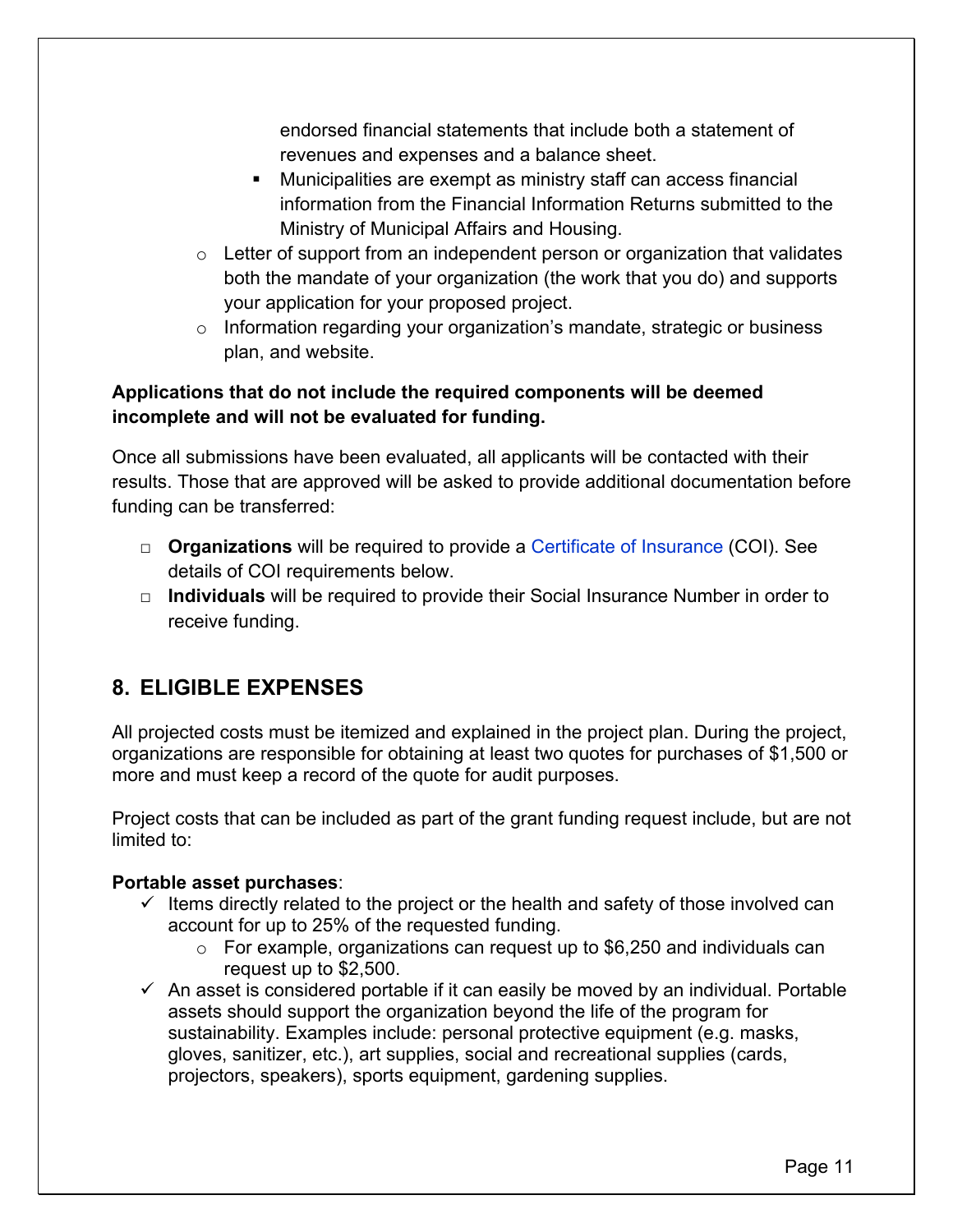endorsed financial statements that include both a statement of revenues and expenses and a balance sheet.
        - Municipalities are exempt as ministry staff can access financial information from the Financial Information Returns submitted to the Ministry of Municipal Affairs and Housing.
    - Letter of support from an independent person or organization that validates both the mandate of your organization (the work that you do) and supports your application for your proposed project.
    - Information regarding your organization's mandate, strategic or business plan, and website.

**Applications that do not include the required components will be deemed incomplete and will not be evaluated for funding.**

Once all submissions have been evaluated, all applicants will be contacted with their results. Those that are approved will be asked to provide additional documentation before funding can be transferred:

- **Organizations** will be required to provide a Certificate of Insurance (COI). See details of COI requirements below.
- **Individuals** will be required to provide their Social Insurance Number in order to receive funding.

## 8. ELIGIBLE EXPENSES

All projected costs must be itemized and explained in the project plan. During the project, organizations are responsible for obtaining at least two quotes for purchases of $1,500 or more and must keep a record of the quote for audit purposes.

Project costs that can be included as part of the grant funding request include, but are not limited to:

**Portable asset purchases**:

- ✓ Items directly related to the project or the health and safety of those involved can account for up to 25% of the requested funding.
    - For example, organizations can request up to $6,250 and individuals can request up to $2,500.
- ✓ An asset is considered portable if it can easily be moved by an individual. Portable assets should support the organization beyond the life of the program for sustainability. Examples include: personal protective equipment (e.g. masks, gloves, sanitizer, etc.), art supplies, social and recreational supplies (cards, projectors, speakers), sports equipment, gardening supplies.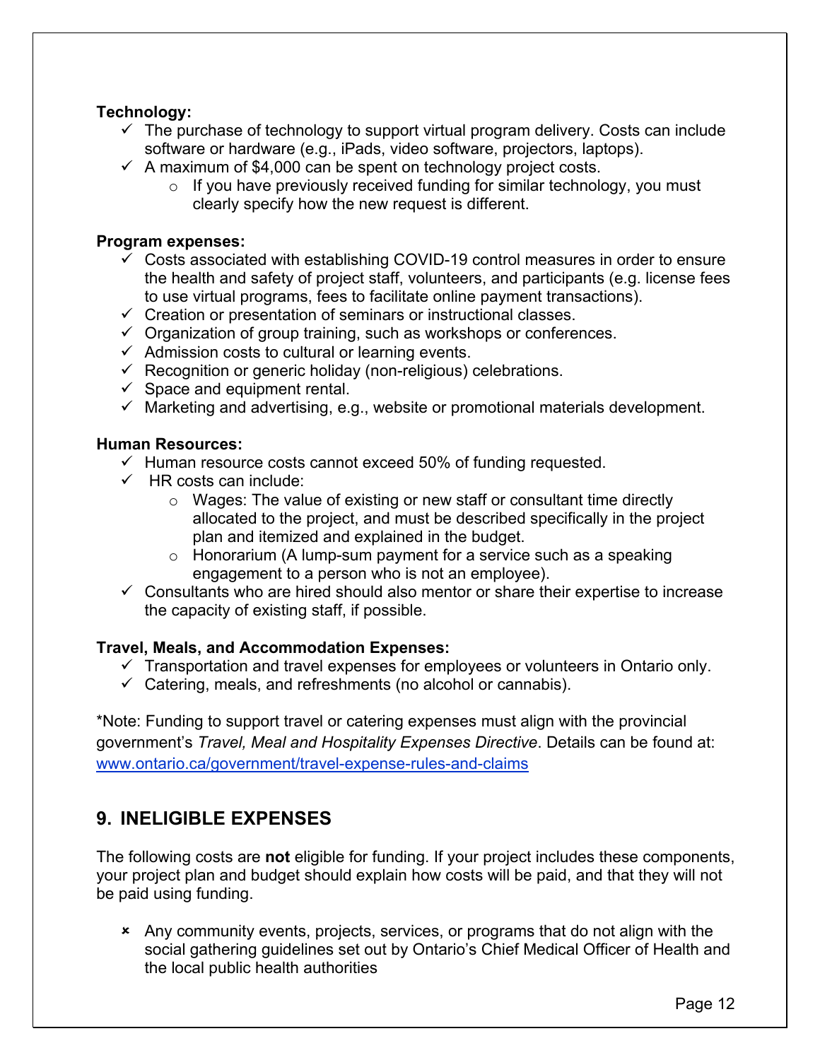**Technology:**

- ✓ The purchase of technology to support virtual program delivery. Costs can include software or hardware (e.g., iPads, video software, projectors, laptops).
- ✓ A maximum of $4,000 can be spent on technology project costs.
  - If you have previously received funding for similar technology, you must clearly specify how the new request is different.

**Program expenses:**

- ✓ Costs associated with establishing COVID-19 control measures in order to ensure the health and safety of project staff, volunteers, and participants (e.g. license fees to use virtual programs, fees to facilitate online payment transactions).
- ✓ Creation or presentation of seminars or instructional classes.
- ✓ Organization of group training, such as workshops or conferences.
- ✓ Admission costs to cultural or learning events.
- ✓ Recognition or generic holiday (non-religious) celebrations.
- ✓ Space and equipment rental.
- ✓ Marketing and advertising, e.g., website or promotional materials development.

**Human Resources:**

- ✓ Human resource costs cannot exceed 50% of funding requested.
- ✓ HR costs can include:
  - Wages: The value of existing or new staff or consultant time directly allocated to the project, and must be described specifically in the project plan and itemized and explained in the budget.
  - Honorarium (A lump-sum payment for a service such as a speaking engagement to a person who is not an employee).
- ✓ Consultants who are hired should also mentor or share their expertise to increase the capacity of existing staff, if possible.

**Travel, Meals, and Accommodation Expenses:**

- ✓ Transportation and travel expenses for employees or volunteers in Ontario only.
- ✓ Catering, meals, and refreshments (no alcohol or cannabis).

*Note: Funding to support travel or catering expenses must align with the provincial government's *Travel, Meal and Hospitality Expenses Directive*. Details can be found at: www.ontario.ca/government/travel-expense-rules-and-claims

## 9. INELIGIBLE EXPENSES

The following costs are **not** eligible for funding. If your project includes these components, your project plan and budget should explain how costs will be paid, and that they will not be paid using funding.

- ✗ Any community events, projects, services, or programs that do not align with the social gathering guidelines set out by Ontario's Chief Medical Officer of Health and the local public health authorities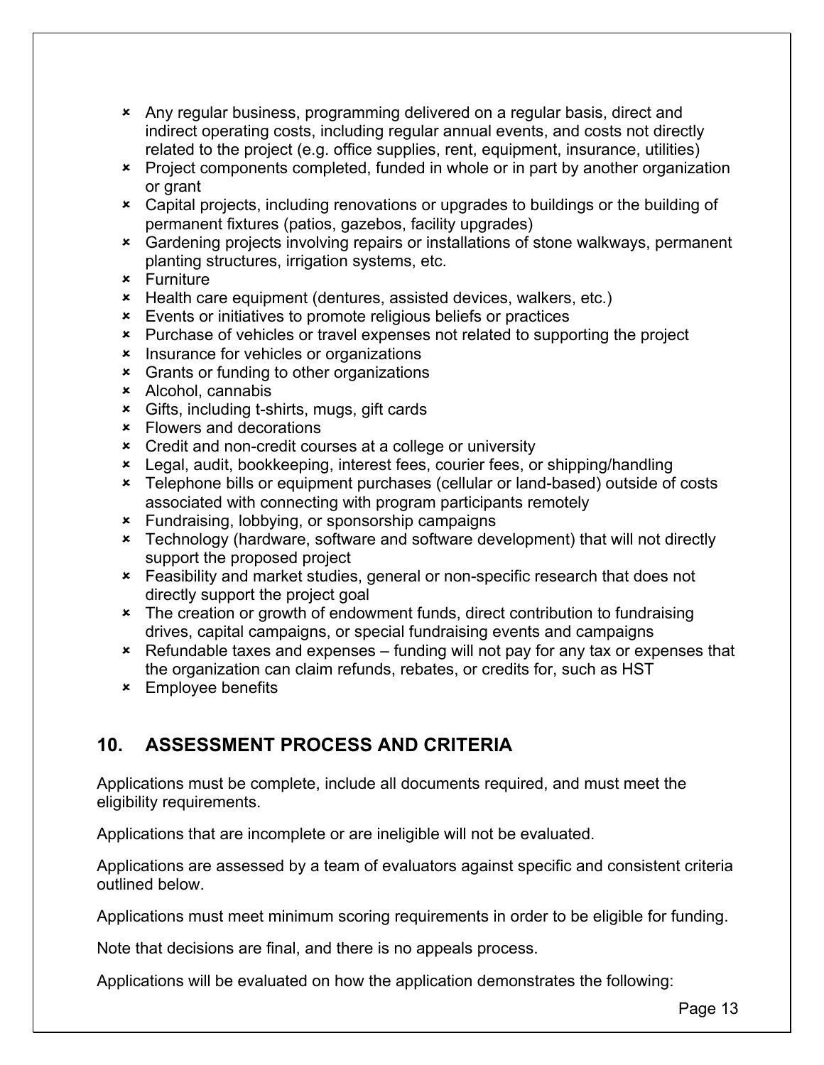- Any regular business, programming delivered on a regular basis, direct and indirect operating costs, including regular annual events, and costs not directly related to the project (e.g. office supplies, rent, equipment, insurance, utilities)
- Project components completed, funded in whole or in part by another organization or grant
- Capital projects, including renovations or upgrades to buildings or the building of permanent fixtures (patios, gazebos, facility upgrades)
- Gardening projects involving repairs or installations of stone walkways, permanent planting structures, irrigation systems, etc.
- Furniture
- Health care equipment (dentures, assisted devices, walkers, etc.)
- Events or initiatives to promote religious beliefs or practices
- Purchase of vehicles or travel expenses not related to supporting the project
- Insurance for vehicles or organizations
- Grants or funding to other organizations
- Alcohol, cannabis
- Gifts, including t-shirts, mugs, gift cards
- Flowers and decorations
- Credit and non-credit courses at a college or university
- Legal, audit, bookkeeping, interest fees, courier fees, or shipping/handling
- Telephone bills or equipment purchases (cellular or land-based) outside of costs associated with connecting with program participants remotely
- Fundraising, lobbying, or sponsorship campaigns
- Technology (hardware, software and software development) that will not directly support the proposed project
- Feasibility and market studies, general or non-specific research that does not directly support the project goal
- The creation or growth of endowment funds, direct contribution to fundraising drives, capital campaigns, or special fundraising events and campaigns
- Refundable taxes and expenses – funding will not pay for any tax or expenses that the organization can claim refunds, rebates, or credits for, such as HST
- Employee benefits

## 10. ASSESSMENT PROCESS AND CRITERIA

Applications must be complete, include all documents required, and must meet the eligibility requirements.

Applications that are incomplete or are ineligible will not be evaluated.

Applications are assessed by a team of evaluators against specific and consistent criteria outlined below.

Applications must meet minimum scoring requirements in order to be eligible for funding.

Note that decisions are final, and there is no appeals process.

Applications will be evaluated on how the application demonstrates the following: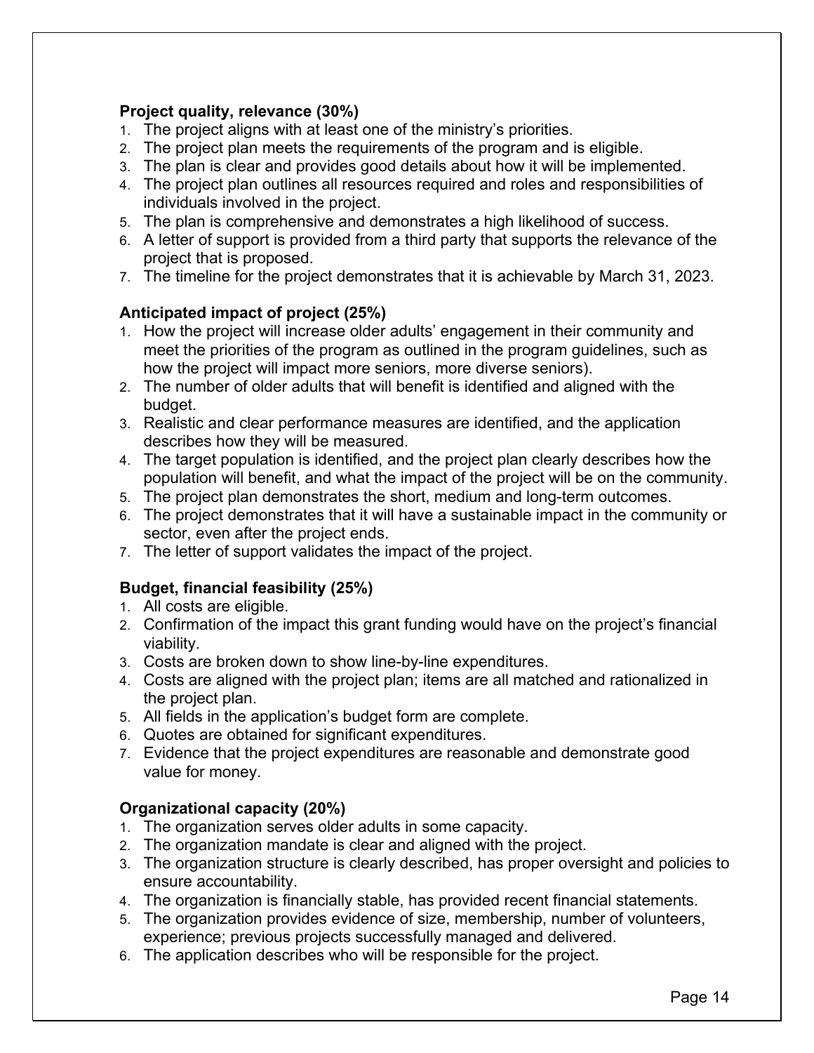**Project quality, relevance (30%)**

1. The project aligns with at least one of the ministry's priorities.
2. The project plan meets the requirements of the program and is eligible.
3. The plan is clear and provides good details about how it will be implemented.
4. The project plan outlines all resources required and roles and responsibilities of individuals involved in the project.
5. The plan is comprehensive and demonstrates a high likelihood of success.
6. A letter of support is provided from a third party that supports the relevance of the project that is proposed.
7. The timeline for the project demonstrates that it is achievable by March 31, 2023.

**Anticipated impact of project (25%)**

1. How the project will increase older adults' engagement in their community and meet the priorities of the program as outlined in the program guidelines, such as how the project will impact more seniors, more diverse seniors).
2. The number of older adults that will benefit is identified and aligned with the budget.
3. Realistic and clear performance measures are identified, and the application describes how they will be measured.
4. The target population is identified, and the project plan clearly describes how the population will benefit, and what the impact of the project will be on the community.
5. The project plan demonstrates the short, medium and long-term outcomes.
6. The project demonstrates that it will have a sustainable impact in the community or sector, even after the project ends.
7. The letter of support validates the impact of the project.

**Budget, financial feasibility (25%)**

1. All costs are eligible.
2. Confirmation of the impact this grant funding would have on the project's financial viability.
3. Costs are broken down to show line-by-line expenditures.
4. Costs are aligned with the project plan; items are all matched and rationalized in the project plan.
5. All fields in the application's budget form are complete.
6. Quotes are obtained for significant expenditures.
7. Evidence that the project expenditures are reasonable and demonstrate good value for money.

**Organizational capacity (20%)**

1. The organization serves older adults in some capacity.
2. The organization mandate is clear and aligned with the project.
3. The organization structure is clearly described, has proper oversight and policies to ensure accountability.
4. The organization is financially stable, has provided recent financial statements.
5. The organization provides evidence of size, membership, number of volunteers, experience; previous projects successfully managed and delivered.
6. The application describes who will be responsible for the project.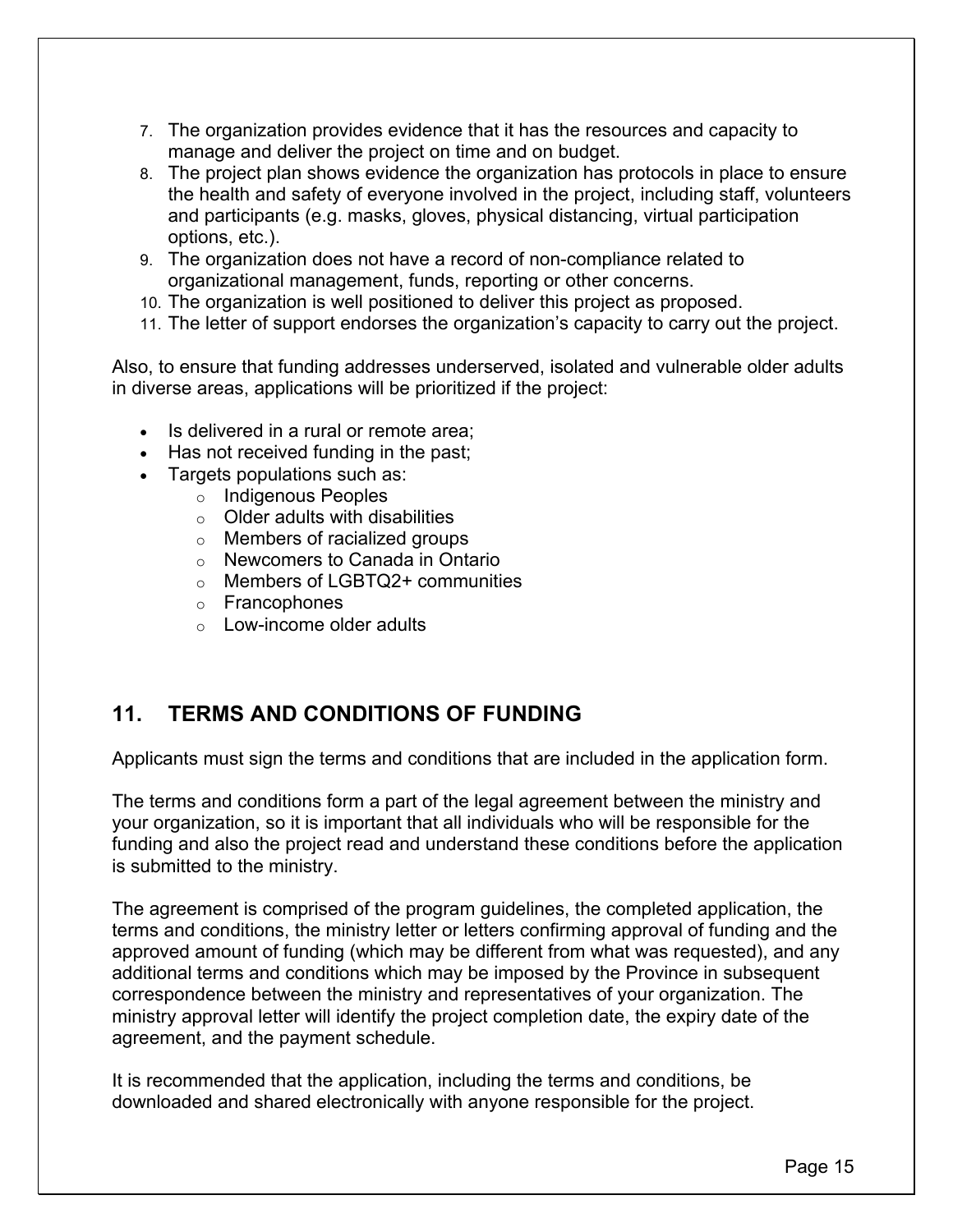7. The organization provides evidence that it has the resources and capacity to manage and deliver the project on time and on budget.
8. The project plan shows evidence the organization has protocols in place to ensure the health and safety of everyone involved in the project, including staff, volunteers and participants (e.g. masks, gloves, physical distancing, virtual participation options, etc.).
9. The organization does not have a record of non-compliance related to organizational management, funds, reporting or other concerns.
10. The organization is well positioned to deliver this project as proposed.
11. The letter of support endorses the organization's capacity to carry out the project.

Also, to ensure that funding addresses underserved, isolated and vulnerable older adults in diverse areas, applications will be prioritized if the project:

- Is delivered in a rural or remote area;
- Has not received funding in the past;
- Targets populations such as:
  - Indigenous Peoples
  - Older adults with disabilities
  - Members of racialized groups
  - Newcomers to Canada in Ontario
  - Members of LGBTQ2+ communities
  - Francophones
  - Low-income older adults

## 11. TERMS AND CONDITIONS OF FUNDING

Applicants must sign the terms and conditions that are included in the application form.

The terms and conditions form a part of the legal agreement between the ministry and your organization, so it is important that all individuals who will be responsible for the funding and also the project read and understand these conditions before the application is submitted to the ministry.

The agreement is comprised of the program guidelines, the completed application, the terms and conditions, the ministry letter or letters confirming approval of funding and the approved amount of funding (which may be different from what was requested), and any additional terms and conditions which may be imposed by the Province in subsequent correspondence between the ministry and representatives of your organization. The ministry approval letter will identify the project completion date, the expiry date of the agreement, and the payment schedule.

It is recommended that the application, including the terms and conditions, be downloaded and shared electronically with anyone responsible for the project.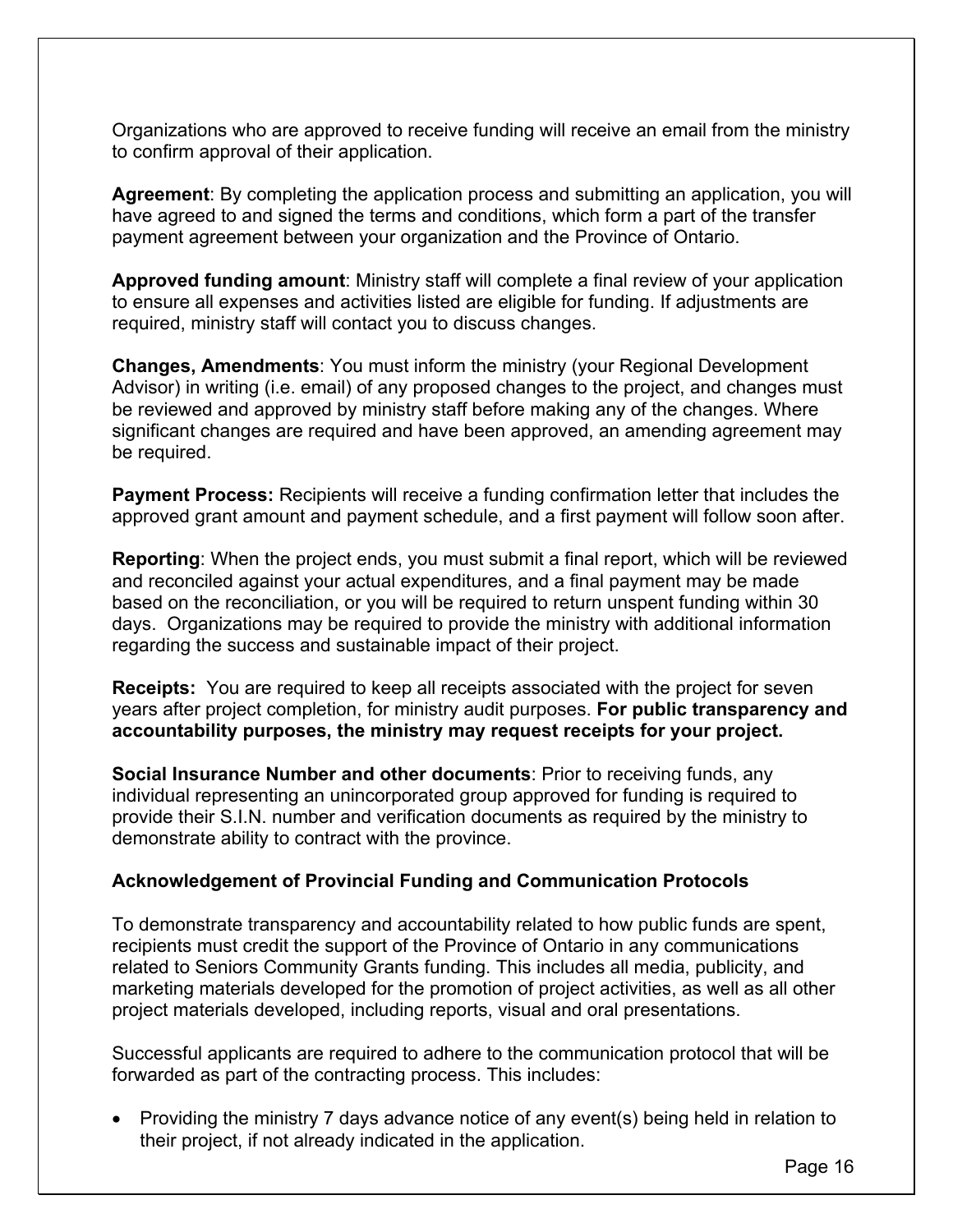Organizations who are approved to receive funding will receive an email from the ministry to confirm approval of their application.

**Agreement**: By completing the application process and submitting an application, you will have agreed to and signed the terms and conditions, which form a part of the transfer payment agreement between your organization and the Province of Ontario.

**Approved funding amount**: Ministry staff will complete a final review of your application to ensure all expenses and activities listed are eligible for funding. If adjustments are required, ministry staff will contact you to discuss changes.

**Changes, Amendments**: You must inform the ministry (your Regional Development Advisor) in writing (i.e. email) of any proposed changes to the project, and changes must be reviewed and approved by ministry staff before making any of the changes. Where significant changes are required and have been approved, an amending agreement may be required.

**Payment Process:** Recipients will receive a funding confirmation letter that includes the approved grant amount and payment schedule, and a first payment will follow soon after.

**Reporting**: When the project ends, you must submit a final report, which will be reviewed and reconciled against your actual expenditures, and a final payment may be made based on the reconciliation, or you will be required to return unspent funding within 30 days. Organizations may be required to provide the ministry with additional information regarding the success and sustainable impact of their project.

**Receipts:** You are required to keep all receipts associated with the project for seven years after project completion, for ministry audit purposes. **For public transparency and accountability purposes, the ministry may request receipts for your project.**

**Social Insurance Number and other documents**: Prior to receiving funds, any individual representing an unincorporated group approved for funding is required to provide their S.I.N. number and verification documents as required by the ministry to demonstrate ability to contract with the province.

**Acknowledgement of Provincial Funding and Communication Protocols**

To demonstrate transparency and accountability related to how public funds are spent, recipients must credit the support of the Province of Ontario in any communications related to Seniors Community Grants funding. This includes all media, publicity, and marketing materials developed for the promotion of project activities, as well as all other project materials developed, including reports, visual and oral presentations.

Successful applicants are required to adhere to the communication protocol that will be forwarded as part of the contracting process. This includes:

- Providing the ministry 7 days advance notice of any event(s) being held in relation to their project, if not already indicated in the application.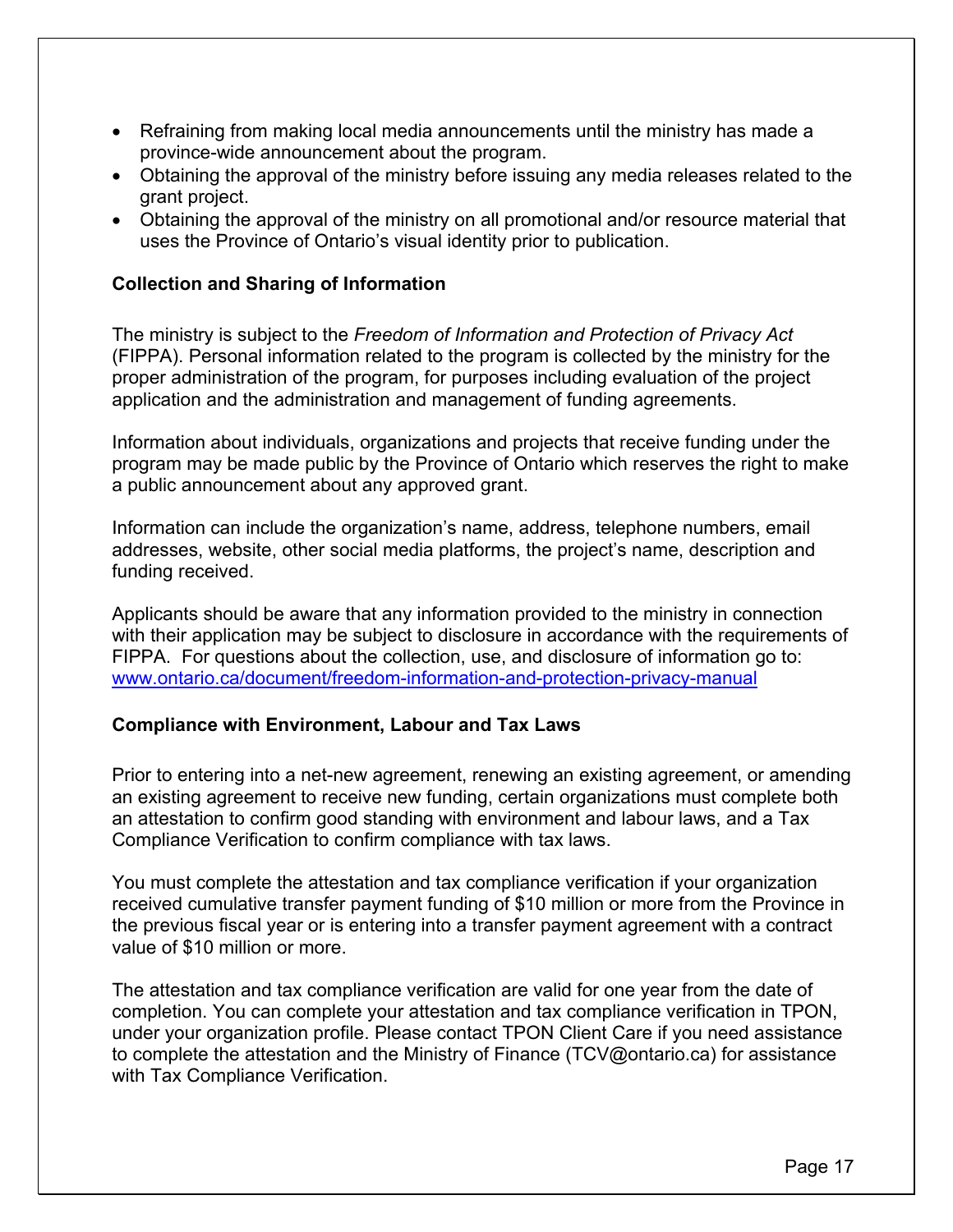- Refraining from making local media announcements until the ministry has made a province-wide announcement about the program.
- Obtaining the approval of the ministry before issuing any media releases related to the grant project.
- Obtaining the approval of the ministry on all promotional and/or resource material that uses the Province of Ontario's visual identity prior to publication.

**Collection and Sharing of Information**

The ministry is subject to the *Freedom of Information and Protection of Privacy Act* (FIPPA). Personal information related to the program is collected by the ministry for the proper administration of the program, for purposes including evaluation of the project application and the administration and management of funding agreements.

Information about individuals, organizations and projects that receive funding under the program may be made public by the Province of Ontario which reserves the right to make a public announcement about any approved grant.

Information can include the organization's name, address, telephone numbers, email addresses, website, other social media platforms, the project's name, description and funding received.

Applicants should be aware that any information provided to the ministry in connection with their application may be subject to disclosure in accordance with the requirements of FIPPA. For questions about the collection, use, and disclosure of information go to: [www.ontario.ca/document/freedom-information-and-protection-privacy-manual](www.ontario.ca/document/freedom-information-and-protection-privacy-manual)

**Compliance with Environment, Labour and Tax Laws**

Prior to entering into a net-new agreement, renewing an existing agreement, or amending an existing agreement to receive new funding, certain organizations must complete both an attestation to confirm good standing with environment and labour laws, and a Tax Compliance Verification to confirm compliance with tax laws.

You must complete the attestation and tax compliance verification if your organization received cumulative transfer payment funding of $10 million or more from the Province in the previous fiscal year or is entering into a transfer payment agreement with a contract value of $10 million or more.

The attestation and tax compliance verification are valid for one year from the date of completion. You can complete your attestation and tax compliance verification in TPON, under your organization profile. Please contact TPON Client Care if you need assistance to complete the attestation and the Ministry of Finance (TCV@ontario.ca) for assistance with Tax Compliance Verification.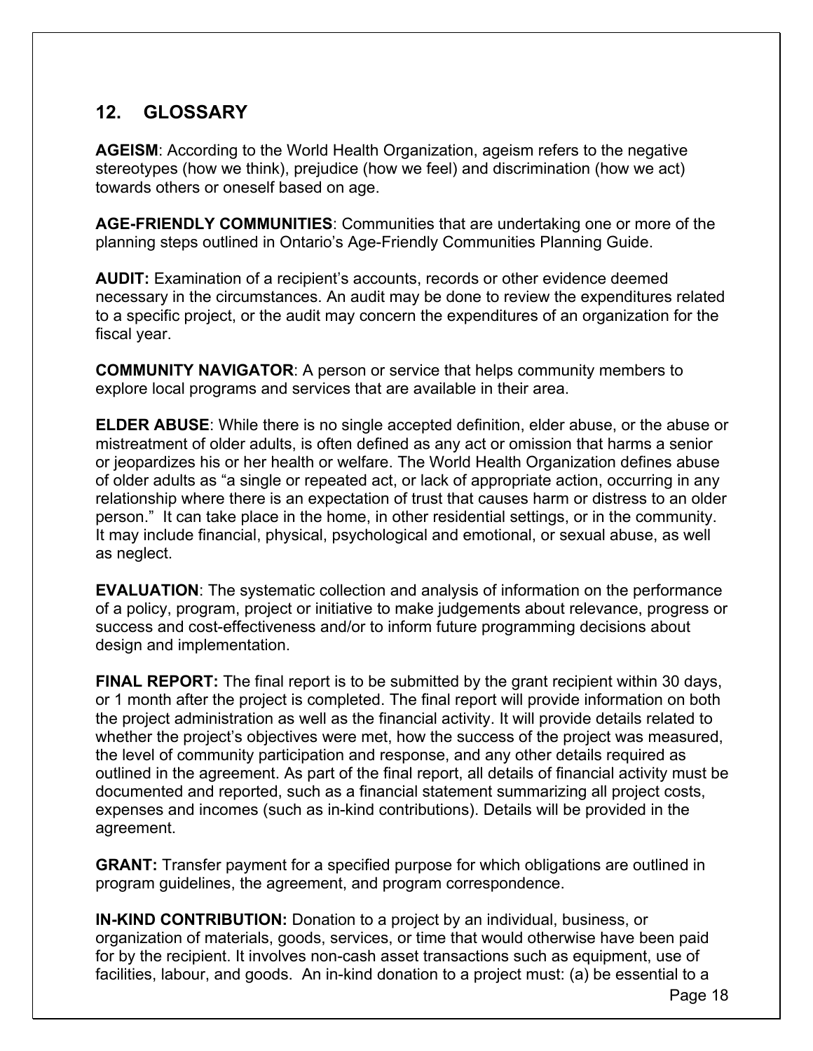## 12. GLOSSARY

**AGEISM**: According to the World Health Organization, ageism refers to the negative stereotypes (how we think), prejudice (how we feel) and discrimination (how we act) towards others or oneself based on age.

**AGE-FRIENDLY COMMUNITIES**: Communities that are undertaking one or more of the planning steps outlined in Ontario's Age-Friendly Communities Planning Guide.

**AUDIT:** Examination of a recipient's accounts, records or other evidence deemed necessary in the circumstances. An audit may be done to review the expenditures related to a specific project, or the audit may concern the expenditures of an organization for the fiscal year.

**COMMUNITY NAVIGATOR**: A person or service that helps community members to explore local programs and services that are available in their area.

**ELDER ABUSE**: While there is no single accepted definition, elder abuse, or the abuse or mistreatment of older adults, is often defined as any act or omission that harms a senior or jeopardizes his or her health or welfare. The World Health Organization defines abuse of older adults as "a single or repeated act, or lack of appropriate action, occurring in any relationship where there is an expectation of trust that causes harm or distress to an older person." It can take place in the home, in other residential settings, or in the community. It may include financial, physical, psychological and emotional, or sexual abuse, as well as neglect.

**EVALUATION**: The systematic collection and analysis of information on the performance of a policy, program, project or initiative to make judgements about relevance, progress or success and cost-effectiveness and/or to inform future programming decisions about design and implementation.

**FINAL REPORT:** The final report is to be submitted by the grant recipient within 30 days, or 1 month after the project is completed. The final report will provide information on both the project administration as well as the financial activity. It will provide details related to whether the project's objectives were met, how the success of the project was measured, the level of community participation and response, and any other details required as outlined in the agreement. As part of the final report, all details of financial activity must be documented and reported, such as a financial statement summarizing all project costs, expenses and incomes (such as in-kind contributions). Details will be provided in the agreement.

**GRANT:** Transfer payment for a specified purpose for which obligations are outlined in program guidelines, the agreement, and program correspondence.

**IN-KIND CONTRIBUTION:** Donation to a project by an individual, business, or organization of materials, goods, services, or time that would otherwise have been paid for by the recipient. It involves non-cash asset transactions such as equipment, use of facilities, labour, and goods. An in-kind donation to a project must: (a) be essential to a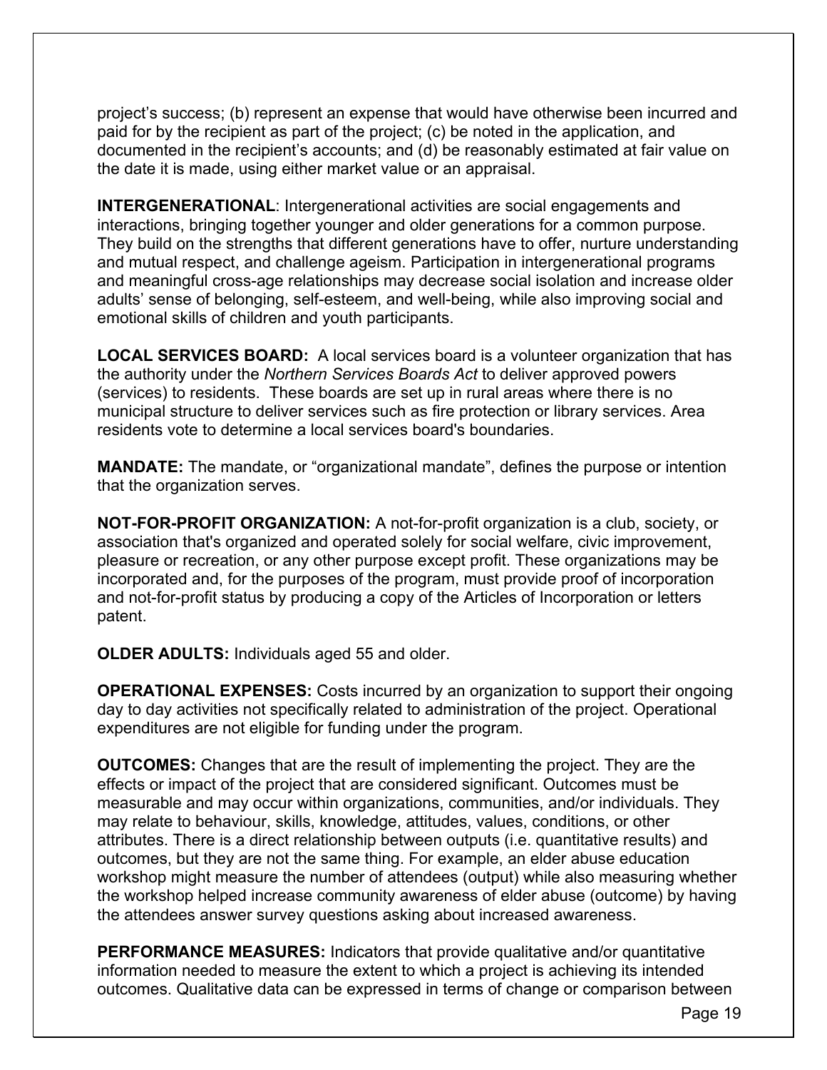project's success; (b) represent an expense that would have otherwise been incurred and paid for by the recipient as part of the project; (c) be noted in the application, and documented in the recipient's accounts; and (d) be reasonably estimated at fair value on the date it is made, using either market value or an appraisal.

**INTERGENERATIONAL**: Intergenerational activities are social engagements and interactions, bringing together younger and older generations for a common purpose. They build on the strengths that different generations have to offer, nurture understanding and mutual respect, and challenge ageism. Participation in intergenerational programs and meaningful cross-age relationships may decrease social isolation and increase older adults' sense of belonging, self-esteem, and well-being, while also improving social and emotional skills of children and youth participants.

**LOCAL SERVICES BOARD:** A local services board is a volunteer organization that has the authority under the *Northern Services Boards Act* to deliver approved powers (services) to residents. These boards are set up in rural areas where there is no municipal structure to deliver services such as fire protection or library services. Area residents vote to determine a local services board's boundaries.

**MANDATE:** The mandate, or "organizational mandate", defines the purpose or intention that the organization serves.

**NOT-FOR-PROFIT ORGANIZATION:** A not-for-profit organization is a club, society, or association that's organized and operated solely for social welfare, civic improvement, pleasure or recreation, or any other purpose except profit. These organizations may be incorporated and, for the purposes of the program, must provide proof of incorporation and not-for-profit status by producing a copy of the Articles of Incorporation or letters patent.

**OLDER ADULTS:** Individuals aged 55 and older.

**OPERATIONAL EXPENSES:** Costs incurred by an organization to support their ongoing day to day activities not specifically related to administration of the project. Operational expenditures are not eligible for funding under the program.

**OUTCOMES:** Changes that are the result of implementing the project. They are the effects or impact of the project that are considered significant. Outcomes must be measurable and may occur within organizations, communities, and/or individuals. They may relate to behaviour, skills, knowledge, attitudes, values, conditions, or other attributes. There is a direct relationship between outputs (i.e. quantitative results) and outcomes, but they are not the same thing. For example, an elder abuse education workshop might measure the number of attendees (output) while also measuring whether the workshop helped increase community awareness of elder abuse (outcome) by having the attendees answer survey questions asking about increased awareness.

**PERFORMANCE MEASURES:** Indicators that provide qualitative and/or quantitative information needed to measure the extent to which a project is achieving its intended outcomes. Qualitative data can be expressed in terms of change or comparison between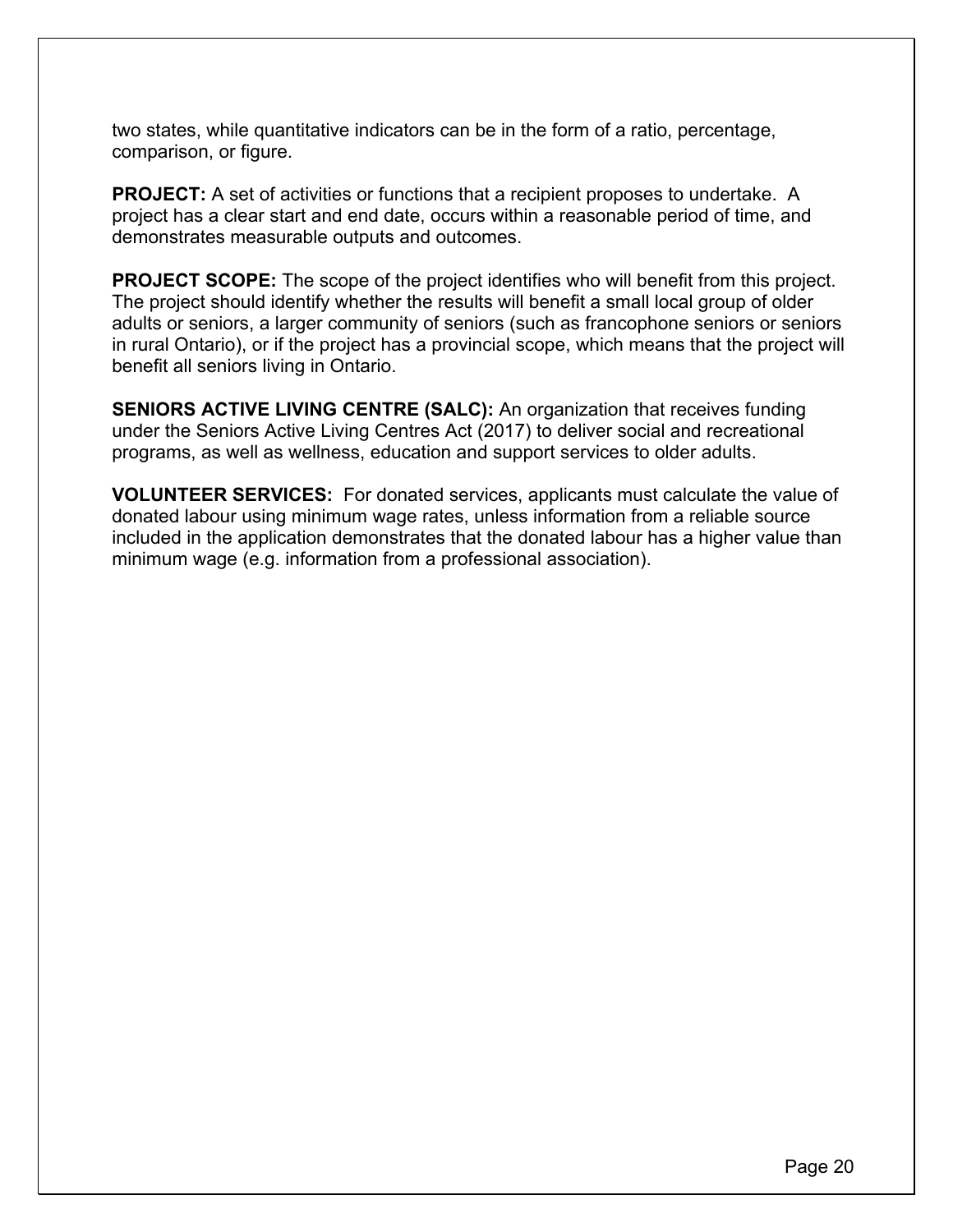two states, while quantitative indicators can be in the form of a ratio, percentage, comparison, or figure.

**PROJECT:** A set of activities or functions that a recipient proposes to undertake. A project has a clear start and end date, occurs within a reasonable period of time, and demonstrates measurable outputs and outcomes.

**PROJECT SCOPE:** The scope of the project identifies who will benefit from this project. The project should identify whether the results will benefit a small local group of older adults or seniors, a larger community of seniors (such as francophone seniors or seniors in rural Ontario), or if the project has a provincial scope, which means that the project will benefit all seniors living in Ontario.

**SENIORS ACTIVE LIVING CENTRE (SALC):** An organization that receives funding under the Seniors Active Living Centres Act (2017) to deliver social and recreational programs, as well as wellness, education and support services to older adults.

**VOLUNTEER SERVICES:** For donated services, applicants must calculate the value of donated labour using minimum wage rates, unless information from a reliable source included in the application demonstrates that the donated labour has a higher value than minimum wage (e.g. information from a professional association).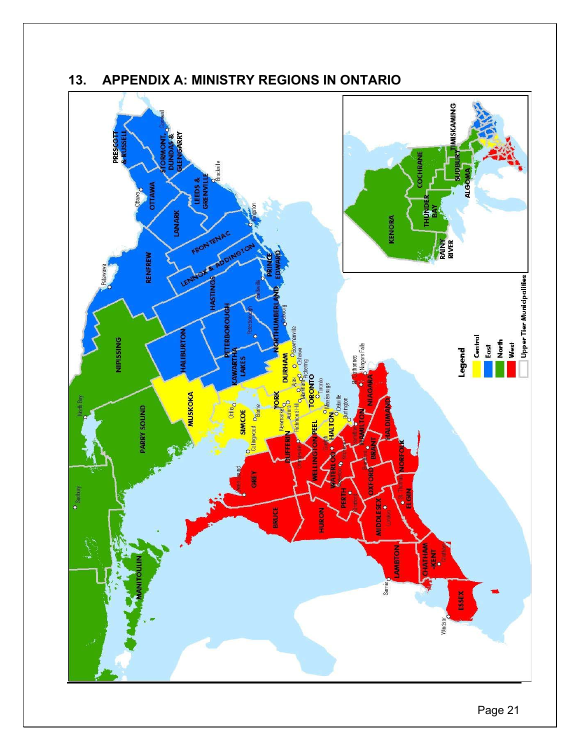## 13. APPENDIX A: MINISTRY REGIONS IN ONTARIO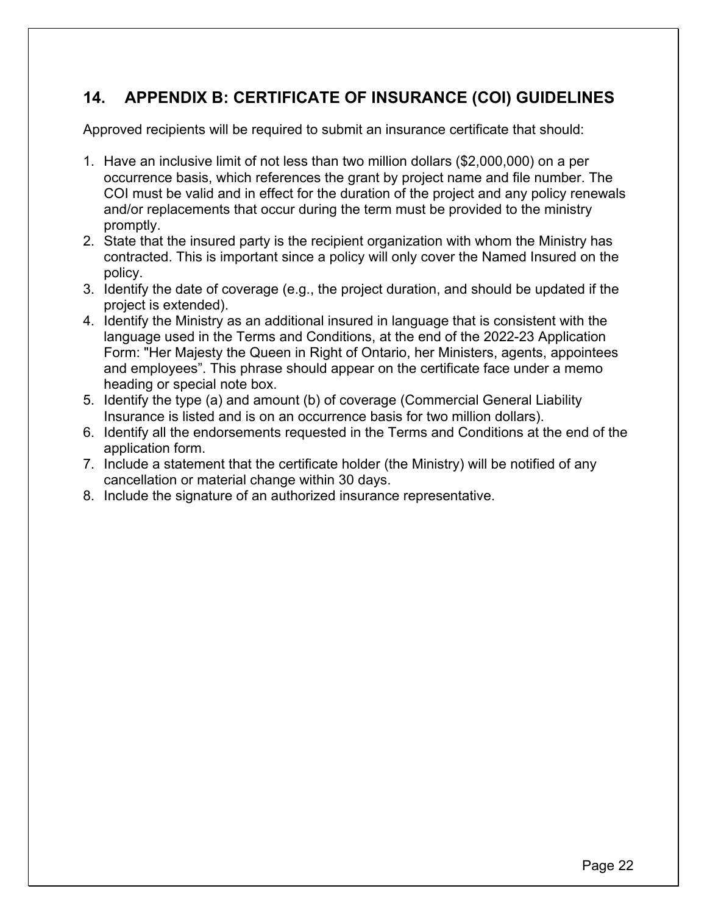## 14. APPENDIX B: CERTIFICATE OF INSURANCE (COI) GUIDELINES

Approved recipients will be required to submit an insurance certificate that should:

1. Have an inclusive limit of not less than two million dollars ($2,000,000) on a per occurrence basis, which references the grant by project name and file number. The COI must be valid and in effect for the duration of the project and any policy renewals and/or replacements that occur during the term must be provided to the ministry promptly.
2. State that the insured party is the recipient organization with whom the Ministry has contracted. This is important since a policy will only cover the Named Insured on the policy.
3. Identify the date of coverage (e.g., the project duration, and should be updated if the project is extended).
4. Identify the Ministry as an additional insured in language that is consistent with the language used in the Terms and Conditions, at the end of the 2022-23 Application Form: "Her Majesty the Queen in Right of Ontario, her Ministers, agents, appointees and employees". This phrase should appear on the certificate face under a memo heading or special note box.
5. Identify the type (a) and amount (b) of coverage (Commercial General Liability Insurance is listed and is on an occurrence basis for two million dollars).
6. Identify all the endorsements requested in the Terms and Conditions at the end of the application form.
7. Include a statement that the certificate holder (the Ministry) will be notified of any cancellation or material change within 30 days.
8. Include the signature of an authorized insurance representative.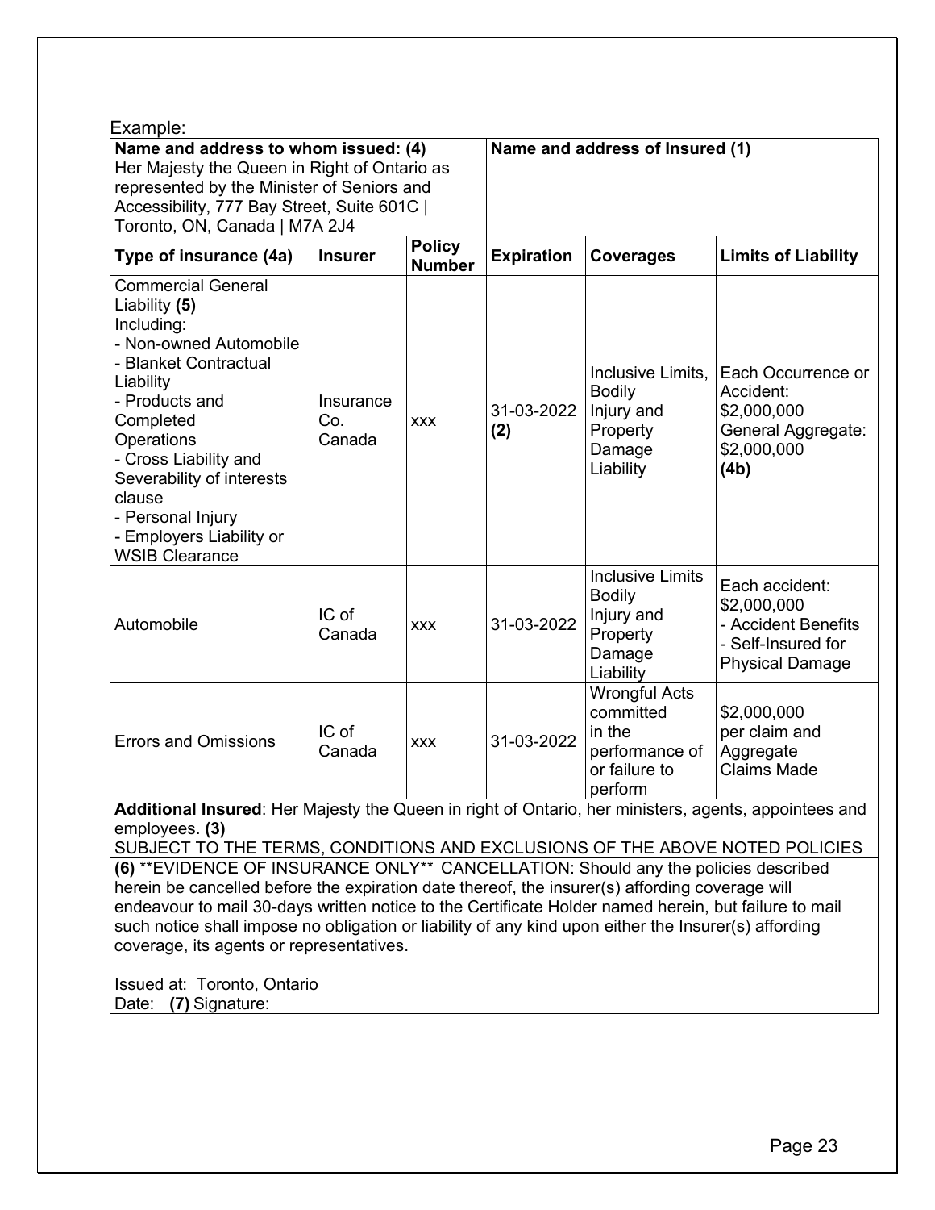Example:

| Name and address to whom issued: (4) Her Majesty the Queen in Right of Ontario as represented by the Minister of Seniors and Accessibility, 777 Bay Street, Suite 601C &#124; Toronto, ON, Canada &#124; M7A 2J4 | | | Name and address of Insured (1) | | |
|---|---|---|---|---|---|
| **Type of insurance (4a)** | **Insurer** | **Policy Number** | **Expiration** | **Coverages** | **Limits of Liability** |
| Commercial General Liability **(5)** Including: - Non-owned Automobile - Blanket Contractual Liability - Products and Completed Operations - Cross Liability and Severability of interests clause - Personal Injury - Employers Liability or WSIB Clearance | Insurance Co. Canada | xxx | 31-03-2022 **(2)** | Inclusive Limits, Bodily Injury and Property Damage Liability | Each Occurrence or Accident: $2,000,000 General Aggregate: $2,000,000 **(4b)** |
| Automobile | IC of Canada | xxx | 31-03-2022 | Inclusive Limits Bodily Injury and Property Damage Liability | Each accident: $2,000,000 - Accident Benefits - Self-Insured for Physical Damage |
| Errors and Omissions | IC of Canada | xxx | 31-03-2022 | Wrongful Acts committed in the performance of or failure to perform | $2,000,000 per claim and Aggregate Claims Made |

**Additional Insured**: Her Majesty the Queen in right of Ontario, her ministers, agents, appointees and employees. **(3)**
SUBJECT TO THE TERMS, CONDITIONS AND EXCLUSIONS OF THE ABOVE NOTED POLICIES

**(6)** **EVIDENCE OF INSURANCE ONLY** CANCELLATION: Should any the policies described herein be cancelled before the expiration date thereof, the insurer(s) affording coverage will endeavour to mail 30-days written notice to the Certificate Holder named herein, but failure to mail such notice shall impose no obligation or liability of any kind upon either the Insurer(s) affording coverage, its agents or representatives.

Issued at: Toronto, Ontario
Date: **(7)** Signature: